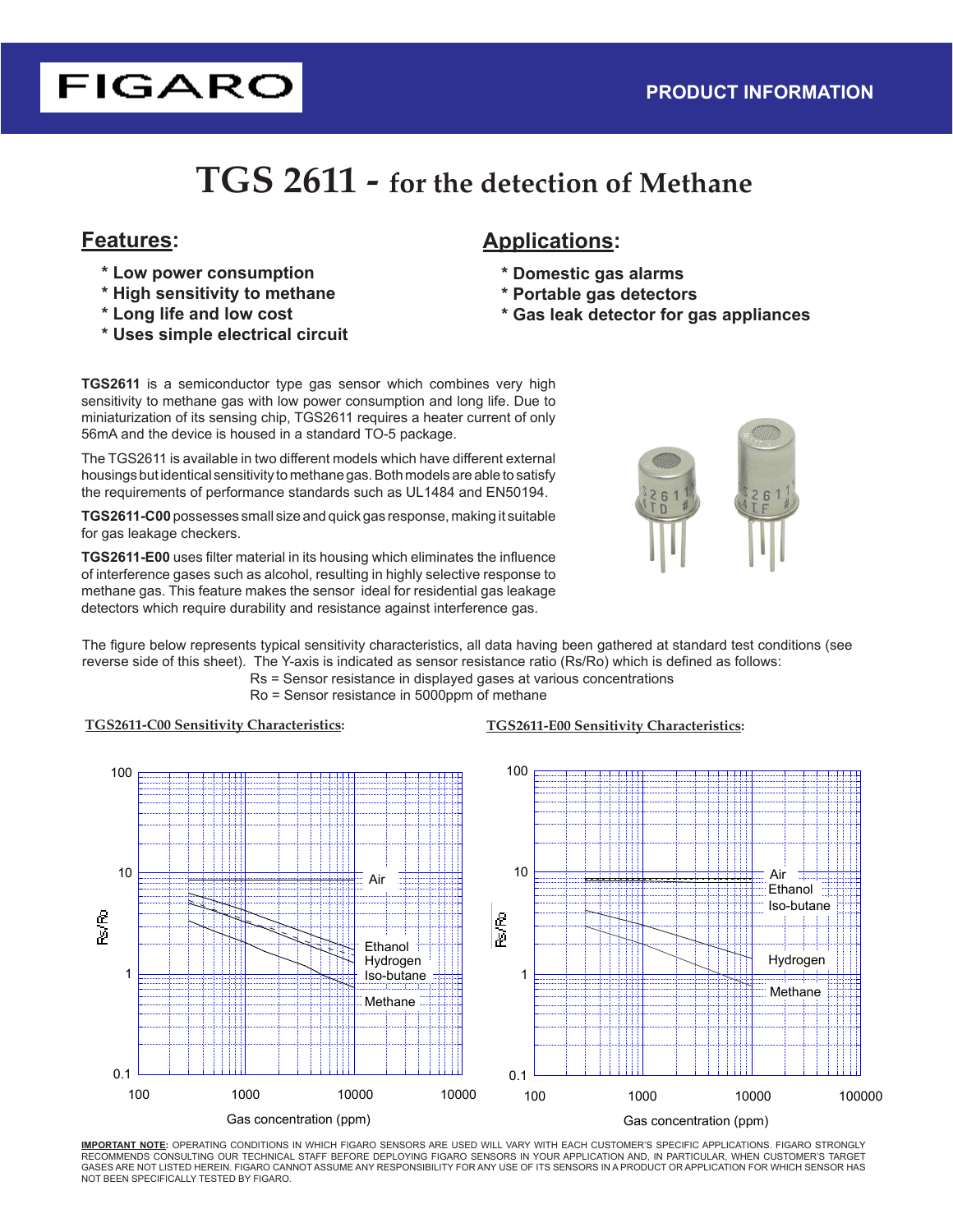FIGARO

PRODUCT INFORMATION

# TGS 2611 - for the detection of Methane

## Features:

* Low power consumption
* High sensitivity to methane
* Long life and low cost
* Uses simple electrical circuit

## Applications:

* Domestic gas alarms
* Portable gas detectors
* Gas leak detector for gas appliances

**TGS2611** is a semiconductor type gas sensor which combines very high sensitivity to methane gas with low power consumption and long life. Due to miniaturization of its sensing chip, TGS2611 requires a heater current of only 56mA and the device is housed in a standard TO-5 package.

The TGS2611 is available in two different models which have different external housings but identical sensitivity to methane gas. Both models are able to satisfy the requirements of performance standards such as UL1484 and EN50194.

**TGS2611-C00** possesses small size and quick gas response, making it suitable for gas leakage checkers.

**TGS2611-E00** uses filter material in its housing which eliminates the influence of interference gases such as alcohol, resulting in highly selective response to methane gas. This feature makes the sensor ideal for residential gas leakage detectors which require durability and resistance against interference gas.

The figure below represents typical sensitivity characteristics, all data having been gathered at standard test conditions (see reverse side of this sheet). The Y-axis is indicated as sensor resistance ratio (Rs/Ro) which is defined as follows:

Rs = Sensor resistance in displayed gases at various concentrations
Ro = Sensor resistance in 5000ppm of methane

**TGS2611-C00 Sensitivity Characteristics:**

(Graph: Rs/Ro (0.1–100) vs. Gas concentration (ppm) (100–10000); curves: Air, Ethanol, Hydrogen, Iso-butane, Methane)

**TGS2611-E00 Sensitivity Characteristics:**

(Graph: Rs/Ro (0.1–100) vs. Gas concentration (ppm) (100–100000); curves: Air, Ethanol, Iso-butane, Hydrogen, Methane)

**IMPORTANT NOTE:** OPERATING CONDITIONS IN WHICH FIGARO SENSORS ARE USED WILL VARY WITH EACH CUSTOMER'S SPECIFIC APPLICATIONS. FIGARO STRONGLY RECOMMENDS CONSULTING OUR TECHNICAL STAFF BEFORE DEPLOYING FIGARO SENSORS IN YOUR APPLICATION AND, IN PARTICULAR, WHEN CUSTOMER'S TARGET GASES ARE NOT LISTED HEREIN. FIGARO CANNOT ASSUME ANY RESPONSIBILITY FOR ANY USE OF ITS SENSORS IN A PRODUCT OR APPLICATION FOR WHICH SENSOR HAS NOT BEEN SPECIFICALLY TESTED BY FIGARO.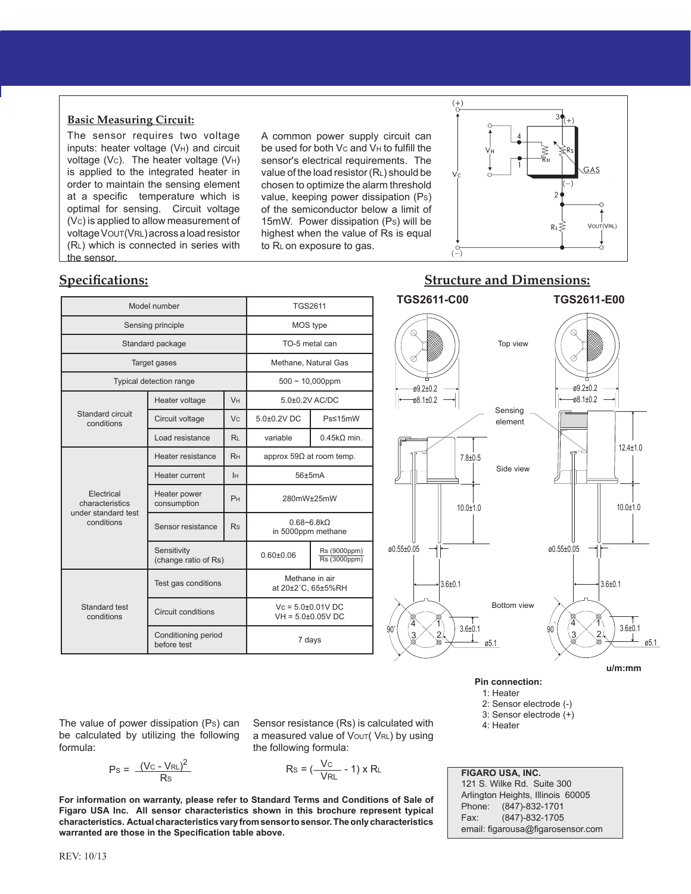## Basic Measuring Circuit:

The sensor requires two voltage inputs: heater voltage ($V_H$) and circuit voltage ($V_C$). The heater voltage ($V_H$) is applied to the integrated heater in order to maintain the sensing element at a specific temperature which is optimal for sensing. Circuit voltage ($V_C$) is applied to allow measurement of voltage $V_{OUT}(V_{RL})$ across a load resistor ($R_L$) which is connected in series with the sensor.

A common power supply circuit can be used for both $V_C$ and $V_H$ to fulfill the sensor's electrical requirements. The value of the load resistor ($R_L$) should be chosen to optimize the alarm threshold value, keeping power dissipation ($P_S$) of the semiconductor below a limit of 15mW. Power dissipation ($P_S$) will be highest when the value of Rs is equal to $R_L$ on exposure to gas.

(+)
3 (+)
4
$V_H$
$R_H$
$R_S$
1
GAS
$V_C$
(−)
2
$R_L$
$V_{OUT}(V_{RL})$
(−)

## Specifications:

| | | | | |
|---|---|---|---|---|
| Model number | | | TGS2611 | |
| Sensing principle | | | MOS type | |
| Standard package | | | TO-5 metal can | |
| Target gases | | | Methane, Natural Gas | |
| Typical detection range | | | 500 ~ 10,000ppm | |
| Standard circuit conditions | Heater voltage | $V_H$ | 5.0±0.2V AC/DC | |
| | Circuit voltage | $V_C$ | 5.0±0.2V DC | Ps≤15mW |
| | Load resistance | $R_L$ | variable | 0.45kΩ min. |
| Electrical characteristics under standard test conditions | Heater resistance | $R_H$ | approx 59Ω at room temp. | |
| | Heater current | $I_H$ | 56±5mA | |
| | Heater power consumption | $P_H$ | 280mW±25mW | |
| | Sensor resistance | $R_S$ | 0.68~6.8kΩ in 5000ppm methane | |
| | Sensitivity (change ratio of Rs) | | 0.60±0.06 | $\frac{Rs\ (9000ppm)}{Rs\ (3000ppm)}$ |
| Standard test conditions | Test gas conditions | | Methane in air at 20±2°C, 65±5%RH | |
| | Circuit conditions | | Vc = 5.0±0.01V DC<br>VH = 5.0±0.05V DC | |
| | Conditioning period before test | | 7 days | |

## Structure and Dimensions:

**TGS2611-C00** **TGS2611-E00**

Top view
ø9.2±0.2
ø8.1±0.2
Sensing element
Side view
7.8±0.5
12.4±1.0
10.0±1.0
ø0.55±0.05
3.6±0.1
Bottom view
90°
3.6±0.1
ø5.1

u/m:mm

**Pin connection:**
1: Heater
2: Sensor electrode (-)
3: Sensor electrode (+)
4: Heater

The value of power dissipation ($P_S$) can be calculated by utilizing the following formula:

$$P_S = \frac{(V_C - V_{RL})^2}{R_S}$$

Sensor resistance (Rs) is calculated with a measured value of $V_{OUT}(V_{RL})$ by using the following formula:

$$R_S = \left(\frac{V_C}{V_{RL}} - 1\right) \times R_L$$

**For information on warranty, please refer to Standard Terms and Conditions of Sale of Figaro USA Inc. All sensor characteristics shown in this brochure represent typical characteristics. Actual characteristics vary from sensor to sensor. The only characteristics warranted are those in the Specification table above.**

**FIGARO USA, INC.**
121 S. Wilke Rd. Suite 300
Arlington Heights, Illinois 60005
Phone: (847)-832-1701
Fax: (847)-832-1705
email: figarousa@figarosensor.com

REV: 10/13